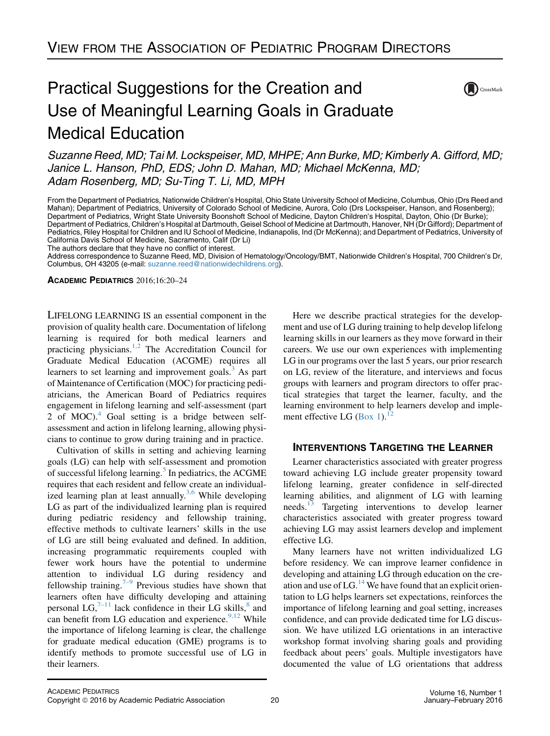## View from the Association of Pediatric Program Directors

# Practical Suggestions for the Creation and Use of Meaningful Learning Goals in Graduate Medical Education

*Suzanne Reed, MD; Tai M. Lockspeiser, MD, MHPE; Ann Burke, MD; Kimberly A. Gifford, MD; Janice L. Hanson, PhD, EDS; John D. Mahan, MD; Michael McKenna, MD; Adam Rosenberg, MD; Su-Ting T. Li, MD, MPH*

From the Department of Pediatrics, Nationwide Children's Hospital, Ohio State University School of Medicine, Columbus, Ohio (Drs Reed and Mahan); Department of Pediatrics, University of Colorado School of Medicine, Aurora, Colo (Drs Lockspeiser, Hanson, and Rosenberg); Department of Pediatrics, Wright State University Boonshoft School of Medicine, Dayton Children's Hospital, Dayton, Ohio (Dr Burke); Department of Pediatrics, Children's Hospital at Dartmouth, Geisel School of Medicine at Dartmouth, Hanover, NH (Dr Gifford); Department of Pediatrics, Riley Hospital for Children and IU School of Medicine, Indianapolis, Ind (Dr McKenna); and Department of Pediatrics, University of California Davis School of Medicine, Sacramento, Calif (Dr Li)

The authors declare that they have no conflict of interest.

Address correspondence to Suzanne Reed, MD, Division of Hematology/Oncology/BMT, Nationwide Children's Hospital, 700 Children's Dr, Columbus, OH 43205 (e-mail: suzanne.reed@nationwidechildrens.org).

**Academic Pediatrics** 2016;16:20–24

Lifelong learning is an essential component in the provision of quality health care. Documentation of lifelong learning is required for both medical learners and practicing physicians.[1,2] The Accreditation Council for Graduate Medical Education (ACGME) requires all learners to set learning and improvement goals.[3] As part of Maintenance of Certification (MOC) for practicing pediatricians, the American Board of Pediatrics requires engagement in lifelong learning and self-assessment (part 2 of MOC).[4] Goal setting is a bridge between self-assessment and action in lifelong learning, allowing physicians to continue to grow during training and in practice.

Cultivation of skills in setting and achieving learning goals (LG) can help with self-assessment and promotion of successful lifelong learning.[5] In pediatrics, the ACGME requires that each resident and fellow create an individualized learning plan at least annually.[3,6] While developing LG as part of the individualized learning plan is required during pediatric residency and fellowship training, effective methods to cultivate learners' skills in the use of LG are still being evaluated and defined. In addition, increasing programmatic requirements coupled with fewer work hours have the potential to undermine attention to individual LG during residency and fellowship training.[7–9] Previous studies have shown that learners often have difficulty developing and attaining personal LG,[7–11] lack confidence in their LG skills,[8] and can benefit from LG education and experience.[9,12] While the importance of lifelong learning is clear, the challenge for graduate medical education (GME) programs is to identify methods to promote successful use of LG in their learners.

Here we describe practical strategies for the development and use of LG during training to help develop lifelong learning skills in our learners as they move forward in their careers. We use our own experiences with implementing LG in our programs over the last 5 years, our prior research on LG, review of the literature, and interviews and focus groups with learners and program directors to offer practical strategies that target the learner, faculty, and the learning environment to help learners develop and implement effective LG (Box 1).[12]

## Interventions Targeting the Learner

Learner characteristics associated with greater progress toward achieving LG include greater propensity toward lifelong learning, greater confidence in self-directed learning abilities, and alignment of LG with learning needs.[13] Targeting interventions to develop learner characteristics associated with greater progress toward achieving LG may assist learners develop and implement effective LG.

Many learners have not written individualized LG before residency. We can improve learner confidence in developing and attaining LG through education on the creation and use of LG.[14] We have found that an explicit orientation to LG helps learners set expectations, reinforces the importance of lifelong learning and goal setting, increases confidence, and can provide dedicated time for LG discussion. We have utilized LG orientations in an interactive workshop format involving sharing goals and providing feedback about peers' goals. Multiple investigators have documented the value of LG orientations that address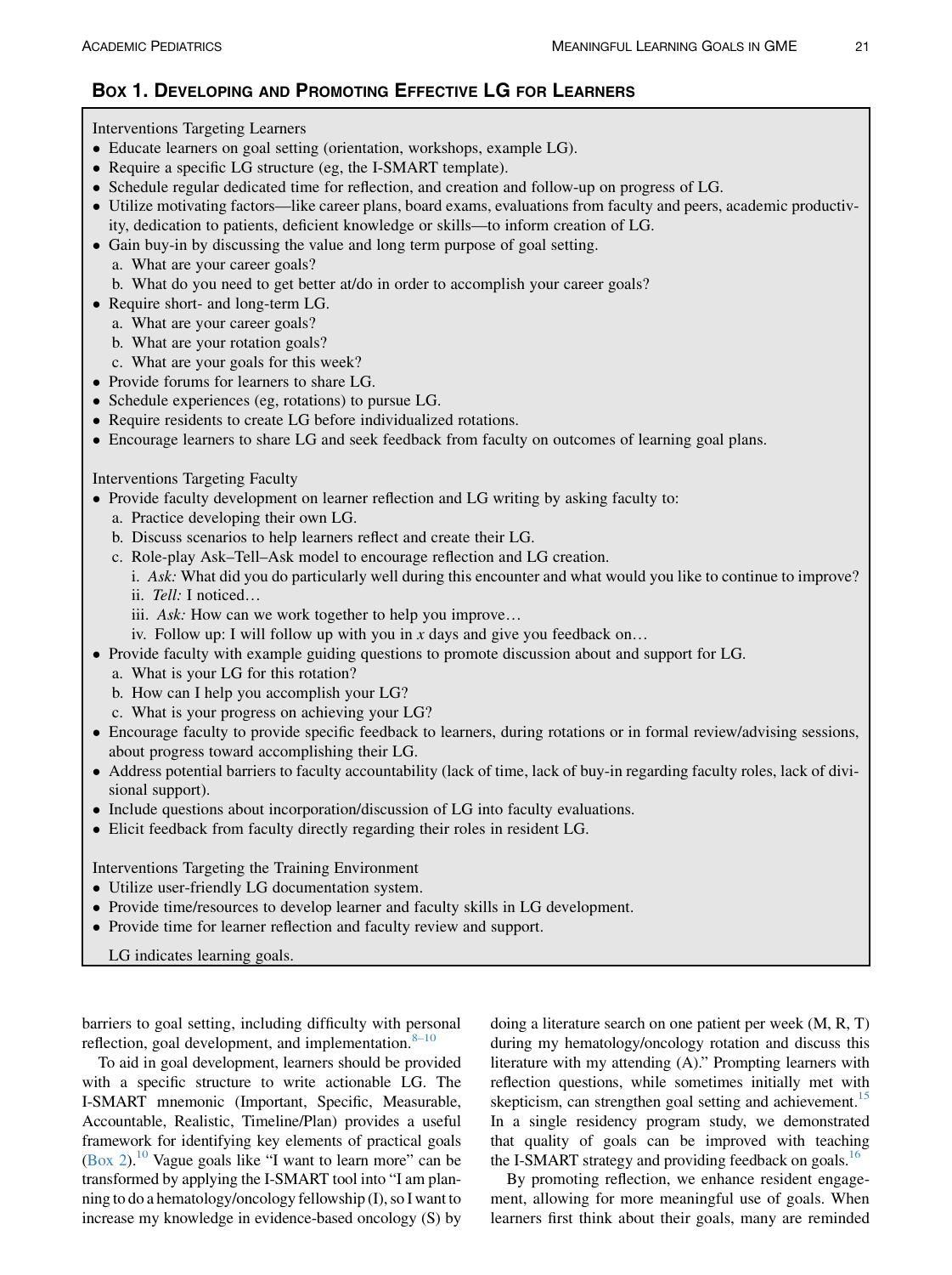## Box 1. Developing and Promoting Effective LG for Learners

Interventions Targeting Learners

- Educate learners on goal setting (orientation, workshops, example LG).
- Require a specific LG structure (eg, the I-SMART template).
- Schedule regular dedicated time for reflection, and creation and follow-up on progress of LG.
- Utilize motivating factors—like career plans, board exams, evaluations from faculty and peers, academic productivity, dedication to patients, deficient knowledge or skills—to inform creation of LG.
- Gain buy-in by discussing the value and long term purpose of goal setting.
  a. What are your career goals?
  b. What do you need to get better at/do in order to accomplish your career goals?
- Require short- and long-term LG.
  a. What are your career goals?
  b. What are your rotation goals?
  c. What are your goals for this week?
- Provide forums for learners to share LG.
- Schedule experiences (eg, rotations) to pursue LG.
- Require residents to create LG before individualized rotations.
- Encourage learners to share LG and seek feedback from faculty on outcomes of learning goal plans.

Interventions Targeting Faculty

- Provide faculty development on learner reflection and LG writing by asking faculty to:
  a. Practice developing their own LG.
  b. Discuss scenarios to help learners reflect and create their LG.
  c. Role-play Ask–Tell–Ask model to encourage reflection and LG creation.
     i. *Ask:* What did you do particularly well during this encounter and what would you like to continue to improve?
     ii. *Tell:* I noticed…
     iii. *Ask:* How can we work together to help you improve…
     iv. Follow up: I will follow up with you in *x* days and give you feedback on…
- Provide faculty with example guiding questions to promote discussion about and support for LG.
  a. What is your LG for this rotation?
  b. How can I help you accomplish your LG?
  c. What is your progress on achieving your LG?
- Encourage faculty to provide specific feedback to learners, during rotations or in formal review/advising sessions, about progress toward accomplishing their LG.
- Address potential barriers to faculty accountability (lack of time, lack of buy-in regarding faculty roles, lack of divisional support).
- Include questions about incorporation/discussion of LG into faculty evaluations.
- Elicit feedback from faculty directly regarding their roles in resident LG.

Interventions Targeting the Training Environment

- Utilize user-friendly LG documentation system.
- Provide time/resources to develop learner and faculty skills in LG development.
- Provide time for learner reflection and faculty review and support.

LG indicates learning goals.

barriers to goal setting, including difficulty with personal reflection, goal development, and implementation.[8–10]

To aid in goal development, learners should be provided with a specific structure to write actionable LG. The I-SMART mnemonic (Important, Specific, Measurable, Accountable, Realistic, Timeline/Plan) provides a useful framework for identifying key elements of practical goals (Box 2).[10] Vague goals like "I want to learn more" can be transformed by applying the I-SMART tool into "I am planning to do a hematology/oncology fellowship (I), so I want to increase my knowledge in evidence-based oncology (S) by doing a literature search on one patient per week (M, R, T) during my hematology/oncology rotation and discuss this literature with my attending (A)." Prompting learners with reflection questions, while sometimes initially met with skepticism, can strengthen goal setting and achievement.[15] In a single residency program study, we demonstrated that quality of goals can be improved with teaching the I-SMART strategy and providing feedback on goals.[16]

By promoting reflection, we enhance resident engagement, allowing for more meaningful use of goals. When learners first think about their goals, many are reminded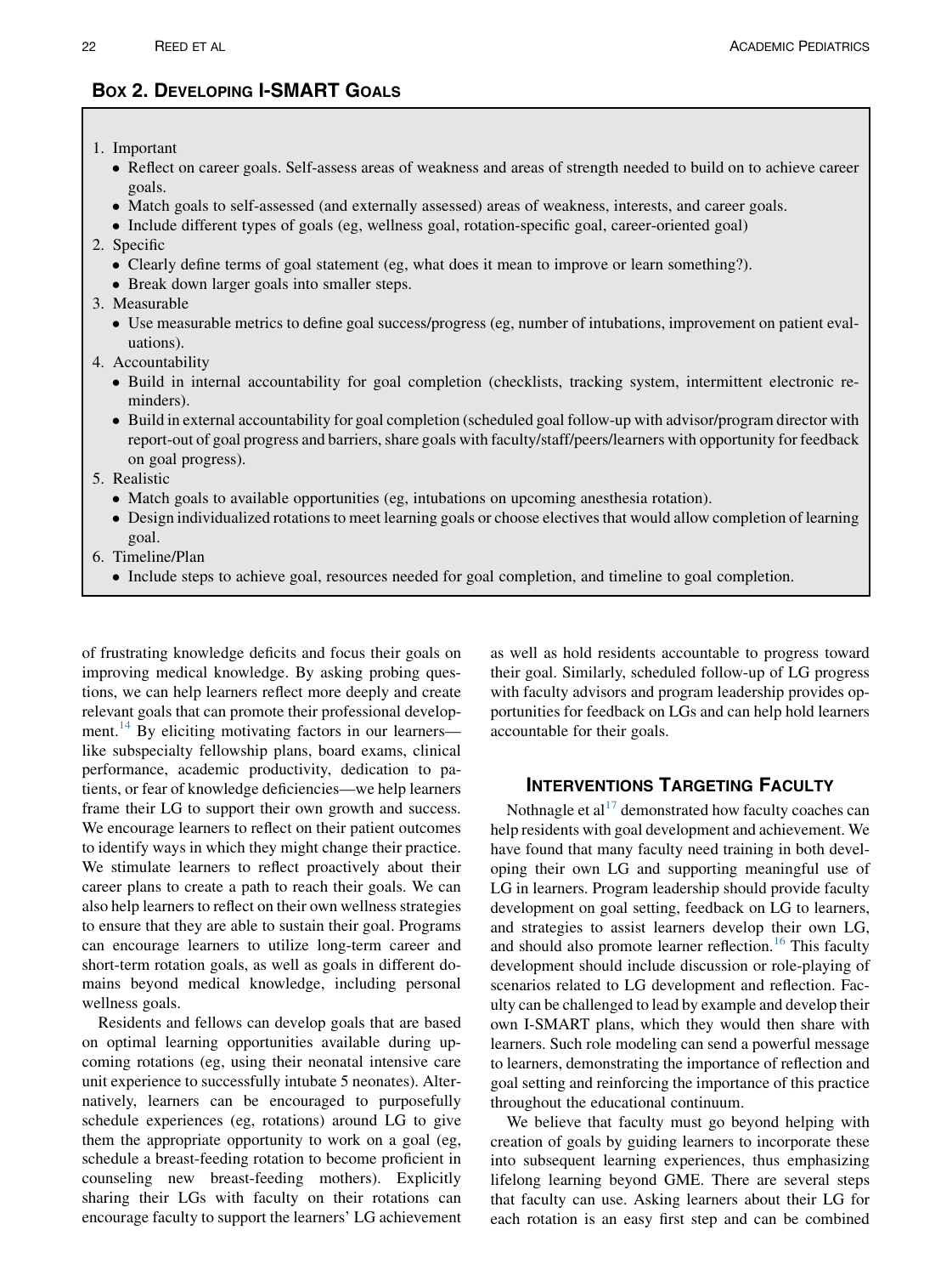## Box 2. Developing I-SMART Goals

1. Important
   - Reflect on career goals. Self-assess areas of weakness and areas of strength needed to build on to achieve career goals.
   - Match goals to self-assessed (and externally assessed) areas of weakness, interests, and career goals.
   - Include different types of goals (eg, wellness goal, rotation-specific goal, career-oriented goal)
2. Specific
   - Clearly define terms of goal statement (eg, what does it mean to improve or learn something?).
   - Break down larger goals into smaller steps.
3. Measurable
   - Use measurable metrics to define goal success/progress (eg, number of intubations, improvement on patient evaluations).
4. Accountability
   - Build in internal accountability for goal completion (checklists, tracking system, intermittent electronic reminders).
   - Build in external accountability for goal completion (scheduled goal follow-up with advisor/program director with report-out of goal progress and barriers, share goals with faculty/staff/peers/learners with opportunity for feedback on goal progress).
5. Realistic
   - Match goals to available opportunities (eg, intubations on upcoming anesthesia rotation).
   - Design individualized rotations to meet learning goals or choose electives that would allow completion of learning goal.
6. Timeline/Plan
   - Include steps to achieve goal, resources needed for goal completion, and timeline to goal completion.

of frustrating knowledge deficits and focus their goals on improving medical knowledge. By asking probing questions, we can help learners reflect more deeply and create relevant goals that can promote their professional development.[14] By eliciting motivating factors in our learners—like subspecialty fellowship plans, board exams, clinical performance, academic productivity, dedication to patients, or fear of knowledge deficiencies—we help learners frame their LG to support their own growth and success. We encourage learners to reflect on their patient outcomes to identify ways in which they might change their practice. We stimulate learners to reflect proactively about their career plans to create a path to reach their goals. We can also help learners to reflect on their own wellness strategies to ensure that they are able to sustain their goal. Programs can encourage learners to utilize long-term career and short-term rotation goals, as well as goals in different domains beyond medical knowledge, including personal wellness goals.

Residents and fellows can develop goals that are based on optimal learning opportunities available during upcoming rotations (eg, using their neonatal intensive care unit experience to successfully intubate 5 neonates). Alternatively, learners can be encouraged to purposefully schedule experiences (eg, rotations) around LG to give them the appropriate opportunity to work on a goal (eg, schedule a breast-feeding rotation to become proficient in counseling new breast-feeding mothers). Explicitly sharing their LGs with faculty on their rotations can encourage faculty to support the learners' LG achievement as well as hold residents accountable to progress toward their goal. Similarly, scheduled follow-up of LG progress with faculty advisors and program leadership provides opportunities for feedback on LGs and can help hold learners accountable for their goals.

## Interventions Targeting Faculty

Nothnagle et al[17] demonstrated how faculty coaches can help residents with goal development and achievement. We have found that many faculty need training in both developing their own LG and supporting meaningful use of LG in learners. Program leadership should provide faculty development on goal setting, feedback on LG to learners, and strategies to assist learners develop their own LG, and should also promote learner reflection.[16] This faculty development should include discussion or role-playing of scenarios related to LG development and reflection. Faculty can be challenged to lead by example and develop their own I-SMART plans, which they would then share with learners. Such role modeling can send a powerful message to learners, demonstrating the importance of reflection and goal setting and reinforcing the importance of this practice throughout the educational continuum.

We believe that faculty must go beyond helping with creation of goals by guiding learners to incorporate these into subsequent learning experiences, thus emphasizing lifelong learning beyond GME. There are several steps that faculty can use. Asking learners about their LG for each rotation is an easy first step and can be combined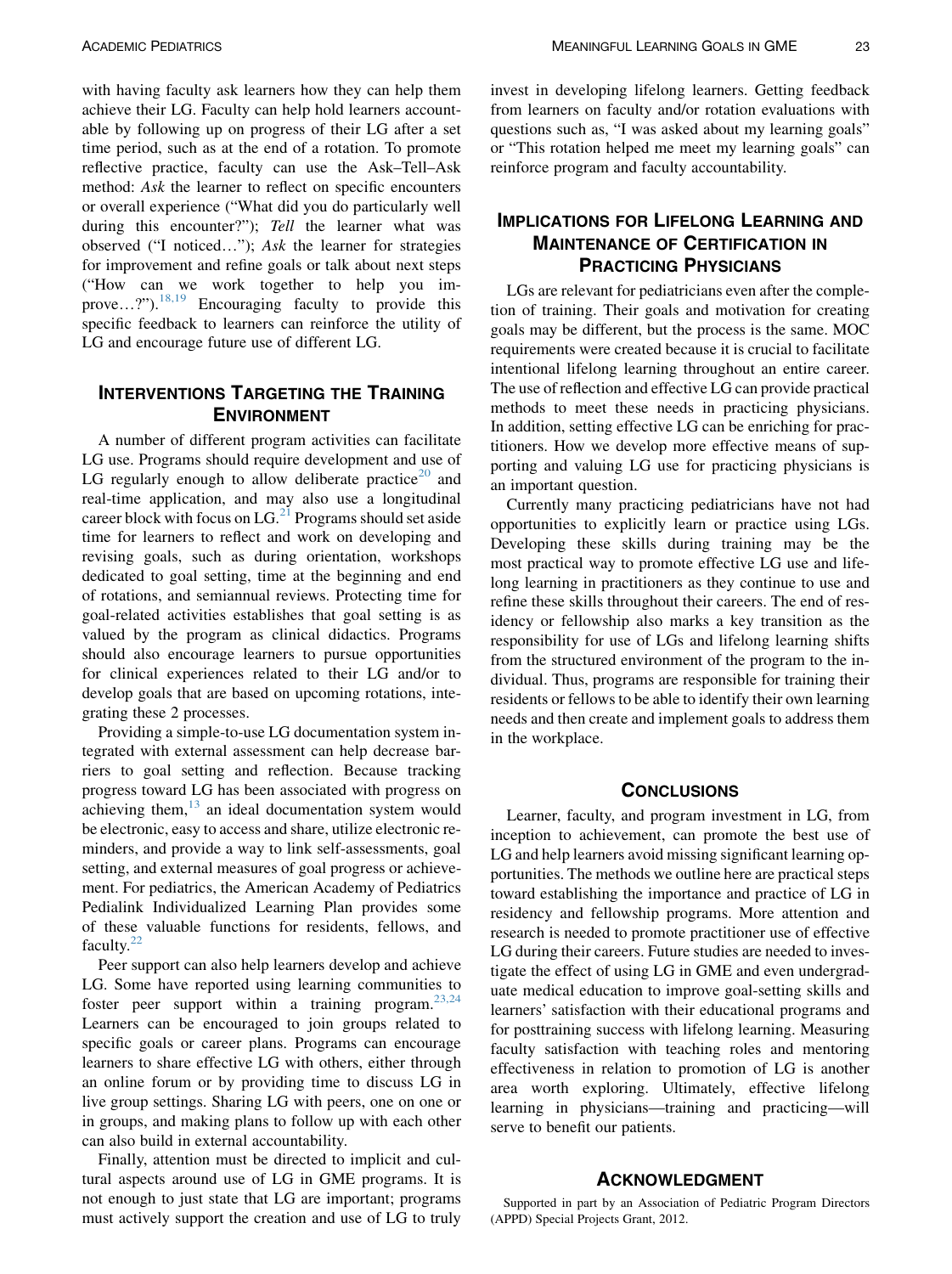with having faculty ask learners how they can help them achieve their LG. Faculty can help hold learners accountable by following up on progress of their LG after a set time period, such as at the end of a rotation. To promote reflective practice, faculty can use the Ask–Tell–Ask method: *Ask* the learner to reflect on specific encounters or overall experience ("What did you do particularly well during this encounter?"); *Tell* the learner what was observed ("I noticed…"); *Ask* the learner for strategies for improvement and refine goals or talk about next steps ("How can we work together to help you improve…?").[18,19] Encouraging faculty to provide this specific feedback to learners can reinforce the utility of LG and encourage future use of different LG.

## Interventions Targeting the Training Environment

A number of different program activities can facilitate LG use. Programs should require development and use of LG regularly enough to allow deliberate practice[20] and real-time application, and may also use a longitudinal career block with focus on LG.[21] Programs should set aside time for learners to reflect and work on developing and revising goals, such as during orientation, workshops dedicated to goal setting, time at the beginning and end of rotations, and semiannual reviews. Protecting time for goal-related activities establishes that goal setting is as valued by the program as clinical didactics. Programs should also encourage learners to pursue opportunities for clinical experiences related to their LG and/or to develop goals that are based on upcoming rotations, integrating these 2 processes.

Providing a simple-to-use LG documentation system integrated with external assessment can help decrease barriers to goal setting and reflection. Because tracking progress toward LG has been associated with progress on achieving them,[13] an ideal documentation system would be electronic, easy to access and share, utilize electronic reminders, and provide a way to link self-assessments, goal setting, and external measures of goal progress or achievement. For pediatrics, the American Academy of Pediatrics Pedialink Individualized Learning Plan provides some of these valuable functions for residents, fellows, and faculty.[22]

Peer support can also help learners develop and achieve LG. Some have reported using learning communities to foster peer support within a training program.[23,24] Learners can be encouraged to join groups related to specific goals or career plans. Programs can encourage learners to share effective LG with others, either through an online forum or by providing time to discuss LG in live group settings. Sharing LG with peers, one on one or in groups, and making plans to follow up with each other can also build in external accountability.

Finally, attention must be directed to implicit and cultural aspects around use of LG in GME programs. It is not enough to just state that LG are important; programs must actively support the creation and use of LG to truly invest in developing lifelong learners. Getting feedback from learners on faculty and/or rotation evaluations with questions such as, "I was asked about my learning goals" or "This rotation helped me meet my learning goals" can reinforce program and faculty accountability.

## Implications for Lifelong Learning and Maintenance of Certification in Practicing Physicians

LGs are relevant for pediatricians even after the completion of training. Their goals and motivation for creating goals may be different, but the process is the same. MOC requirements were created because it is crucial to facilitate intentional lifelong learning throughout an entire career. The use of reflection and effective LG can provide practical methods to meet these needs in practicing physicians. In addition, setting effective LG can be enriching for practitioners. How we develop more effective means of supporting and valuing LG use for practicing physicians is an important question.

Currently many practicing pediatricians have not had opportunities to explicitly learn or practice using LGs. Developing these skills during training may be the most practical way to promote effective LG use and lifelong learning in practitioners as they continue to use and refine these skills throughout their careers. The end of residency or fellowship also marks a key transition as the responsibility for use of LGs and lifelong learning shifts from the structured environment of the program to the individual. Thus, programs are responsible for training their residents or fellows to be able to identify their own learning needs and then create and implement goals to address them in the workplace.

## Conclusions

Learner, faculty, and program investment in LG, from inception to achievement, can promote the best use of LG and help learners avoid missing significant learning opportunities. The methods we outline here are practical steps toward establishing the importance and practice of LG in residency and fellowship programs. More attention and research is needed to promote practitioner use of effective LG during their careers. Future studies are needed to investigate the effect of using LG in GME and even undergraduate medical education to improve goal-setting skills and learners' satisfaction with their educational programs and for posttraining success with lifelong learning. Measuring faculty satisfaction with teaching roles and mentoring effectiveness in relation to promotion of LG is another area worth exploring. Ultimately, effective lifelong learning in physicians—training and practicing—will serve to benefit our patients.

## Acknowledgment

Supported in part by an Association of Pediatric Program Directors (APPD) Special Projects Grant, 2012.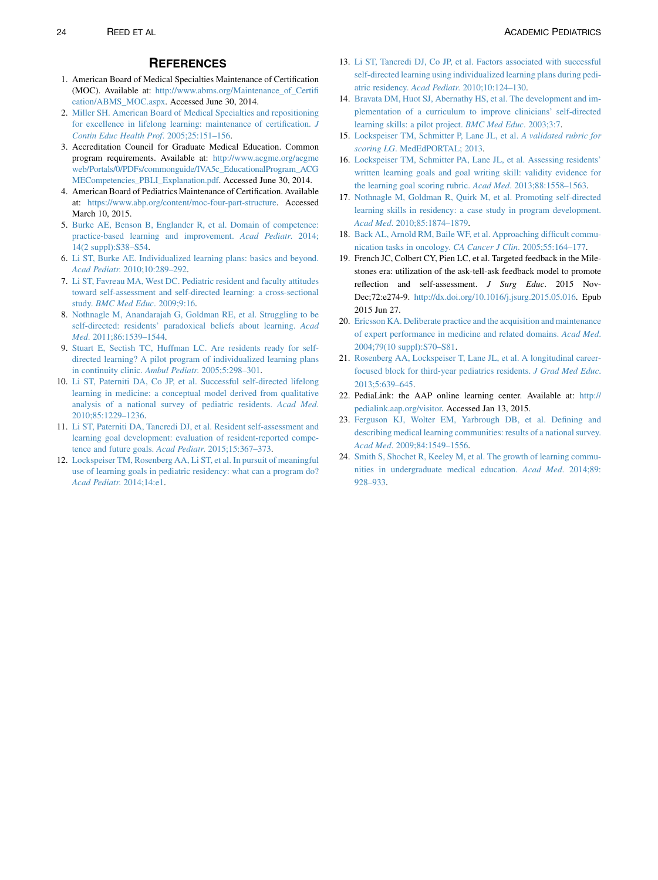## REFERENCES

1. American Board of Medical Specialties Maintenance of Certification (MOC). Available at: http://www.abms.org/Maintenance_of_Certification/ABMS_MOC.aspx. Accessed June 30, 2014.
2. Miller SH. American Board of Medical Specialties and repositioning for excellence in lifelong learning: maintenance of certification. *J Contin Educ Health Prof*. 2005;25:151–156.
3. Accreditation Council for Graduate Medical Education. Common program requirements. Available at: http://www.acgme.org/acgmeweb/Portals/0/PDFs/commonguide/IVA5c_EducationalProgram_ACGMECompetencies_PBLI_Explanation.pdf. Accessed June 30, 2014.
4. American Board of Pediatrics Maintenance of Certification. Available at: https://www.abp.org/content/moc-four-part-structure. Accessed March 10, 2015.
5. Burke AE, Benson B, Englander R, et al. Domain of competence: practice-based learning and improvement. *Acad Pediatr*. 2014;14(2 suppl):S38–S54.
6. Li ST, Burke AE. Individualized learning plans: basics and beyond. *Acad Pediatr*. 2010;10:289–292.
7. Li ST, Favreau MA, West DC. Pediatric resident and faculty attitudes toward self-assessment and self-directed learning: a cross-sectional study. *BMC Med Educ*. 2009;9:16.
8. Nothnagle M, Anandarajah G, Goldman RE, et al. Struggling to be self-directed: residents' paradoxical beliefs about learning. *Acad Med*. 2011;86:1539–1544.
9. Stuart E, Sectish TC, Huffman LC. Are residents ready for self-directed learning? A pilot program of individualized learning plans in continuity clinic. *Ambul Pediatr*. 2005;5:298–301.
10. Li ST, Paterniti DA, Co JP, et al. Successful self-directed lifelong learning in medicine: a conceptual model derived from qualitative analysis of a national survey of pediatric residents. *Acad Med*. 2010;85:1229–1236.
11. Li ST, Paterniti DA, Tancredi DJ, et al. Resident self-assessment and learning goal development: evaluation of resident-reported competence and future goals. *Acad Pediatr*. 2015;15:367–373.
12. Lockspeiser TM, Rosenberg AA, Li ST, et al. In pursuit of meaningful use of learning goals in pediatric residency: what can a program do? *Acad Pediatr*. 2014;14:e1.
13. Li ST, Tancredi DJ, Co JP, et al. Factors associated with successful self-directed learning using individualized learning plans during pediatric residency. *Acad Pediatr*. 2010;10:124–130.
14. Bravata DM, Huot SJ, Abernathy HS, et al. The development and implementation of a curriculum to improve clinicians' self-directed learning skills: a pilot project. *BMC Med Educ*. 2003;3:7.
15. Lockspeiser TM, Schmitter P, Lane JL, et al. *A validated rubric for scoring LG*. MedEdPORTAL; 2013.
16. Lockspeiser TM, Schmitter PA, Lane JL, et al. Assessing residents' written learning goals and goal writing skill: validity evidence for the learning goal scoring rubric. *Acad Med*. 2013;88:1558–1563.
17. Nothnagle M, Goldman R, Quirk M, et al. Promoting self-directed learning skills in residency: a case study in program development. *Acad Med*. 2010;85:1874–1879.
18. Back AL, Arnold RM, Baile WF, et al. Approaching difficult communication tasks in oncology. *CA Cancer J Clin*. 2005;55:164–177.
19. French JC, Colbert CY, Pien LC, et al. Targeted feedback in the Milestones era: utilization of the ask-tell-ask feedback model to promote reflection and self-assessment. *J Surg Educ*. 2015 Nov-Dec;72:e274-9. http://dx.doi.org/10.1016/j.jsurg.2015.05.016. Epub 2015 Jun 27.
20. Ericsson KA. Deliberate practice and the acquisition and maintenance of expert performance in medicine and related domains. *Acad Med*. 2004;79(10 suppl):S70–S81.
21. Rosenberg AA, Lockspeiser T, Lane JL, et al. A longitudinal career-focused block for third-year pediatrics residents. *J Grad Med Educ*. 2013;5:639–645.
22. PediaLink: the AAP online learning center. Available at: http://pedialink.aap.org/visitor. Accessed Jan 13, 2015.
23. Ferguson KJ, Wolter EM, Yarbrough DB, et al. Defining and describing medical learning communities: results of a national survey. *Acad Med*. 2009;84:1549–1556.
24. Smith S, Shochet R, Keeley M, et al. The growth of learning communities in undergraduate medical education. *Acad Med*. 2014;89:928–933.